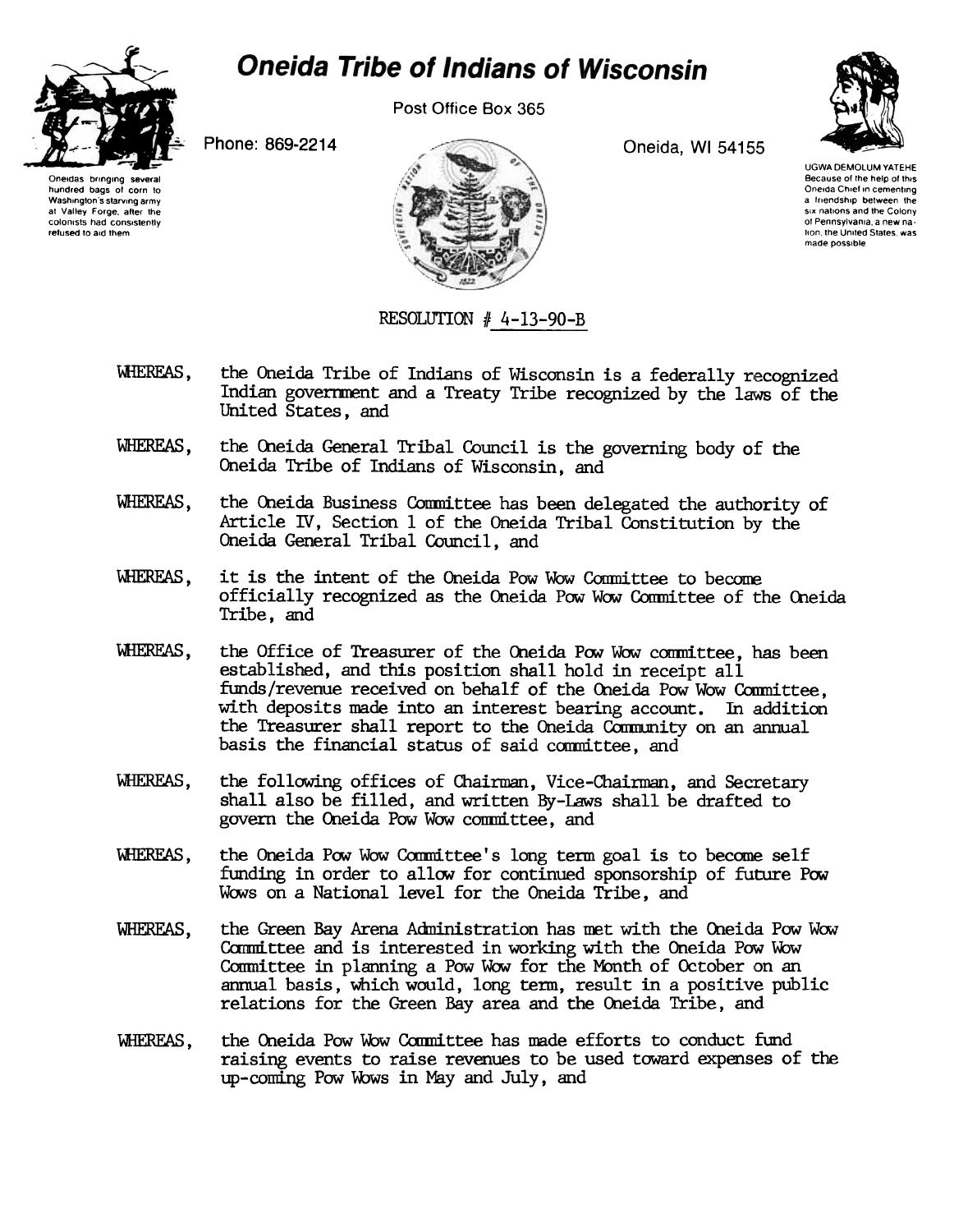# Oneida Tribe of Indians of Wisconsin

Post Office Box 365

Phone: 869-2214

Oneida, WI 54155

Oneidas bringing several hundred bags of corn to Washington's starving army at Valley Forge, after the colonists had consistently refused to aid them

UGWA DEMOLUM YATEHE
Because of the help of this Oneida Chief in cementing a friendship between the six nations and the Colony of Pennsylvania, a new nation, the United States, was made possible

RESOLUTION # 4-13-90-B

WHEREAS, the Oneida Tribe of Indians of Wisconsin is a federally recognized Indian government and a Treaty Tribe recognized by the laws of the United States, and

WHEREAS, the Oneida General Tribal Council is the governing body of the Oneida Tribe of Indians of Wisconsin, and

WHEREAS, the Oneida Business Committee has been delegated the authority of Article IV, Section 1 of the Oneida Tribal Constitution by the Oneida General Tribal Council, and

WHEREAS, it is the intent of the Oneida Pow Wow Committee to become officially recognized as the Oneida Pow Wow Committee of the Oneida Tribe, and

WHEREAS, the Office of Treasurer of the Oneida Pow Wow committee, has been established, and this position shall hold in receipt all funds/revenue received on behalf of the Oneida Pow Wow Committee, with deposits made into an interest bearing account. In addition the Treasurer shall report to the Oneida Community on an annual basis the financial status of said committee, and

WHEREAS, the following offices of Chairman, Vice-Chairman, and Secretary shall also be filled, and written By-Laws shall be drafted to govern the Oneida Pow Wow committee, and

WHEREAS, the Oneida Pow Wow Committee's long term goal is to become self funding in order to allow for continued sponsorship of future Pow Wows on a National level for the Oneida Tribe, and

WHEREAS, the Green Bay Arena Administration has met with the Oneida Pow Wow Committee and is interested in working with the Oneida Pow Wow Committee in planning a Pow Wow for the Month of October on an annual basis, which would, long term, result in a positive public relations for the Green Bay area and the Oneida Tribe, and

WHEREAS, the Oneida Pow Wow Committee has made efforts to conduct fund raising events to raise revenues to be used toward expenses of the up-coming Pow Wows in May and July, and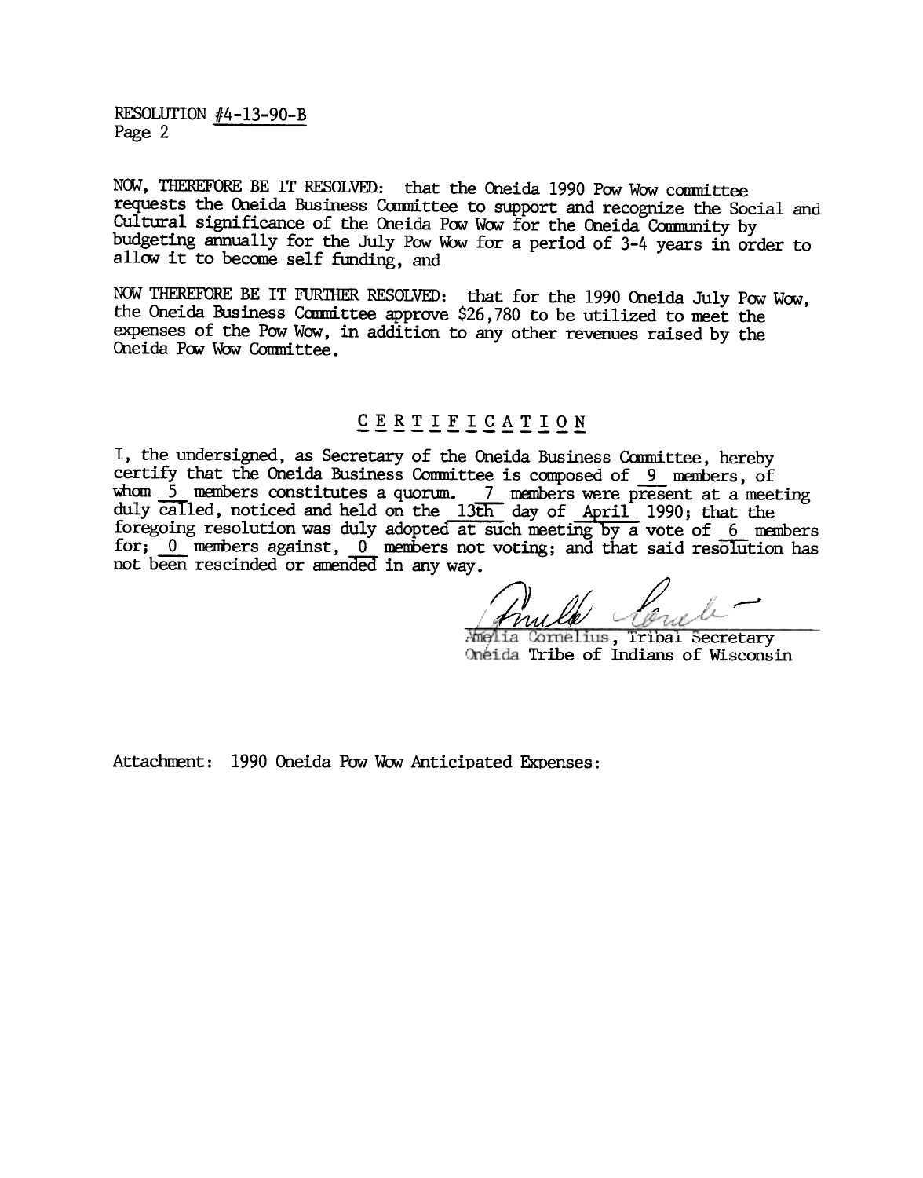RESOLUTION #4-13-90-B
Page 2

NOW, THEREFORE BE IT RESOLVED: that the Oneida 1990 Pow Wow committee requests the Oneida Business Committee to support and recognize the Social and Cultural significance of the Oneida Pow Wow for the Oneida Community by budgeting annually for the July Pow Wow for a period of 3-4 years in order to allow it to become self funding, and

NOW THEREFORE BE IT FURTHER RESOLVED: that for the 1990 Oneida July Pow Wow, the Oneida Business Committee approve $26,780 to be utilized to meet the expenses of the Pow Wow, in addition to any other revenues raised by the Oneida Pow Wow Committee.

## CERTIFICATION

I, the undersigned, as Secretary of the Oneida Business Committee, hereby certify that the Oneida Business Committee is composed of 9 members, of whom 5 members constitutes a quorum. 7 members were present at a meeting duly called, noticed and held on the 13th day of April 1990; that the foregoing resolution was duly adopted at such meeting by a vote of 6 members for; 0 members against, 0 members not voting; and that said resolution has not been rescinded or amended in any way.

Amelia Cornelius, Tribal Secretary
Oneida Tribe of Indians of Wisconsin

Attachment: 1990 Oneida Pow Wow Anticipated Expenses: